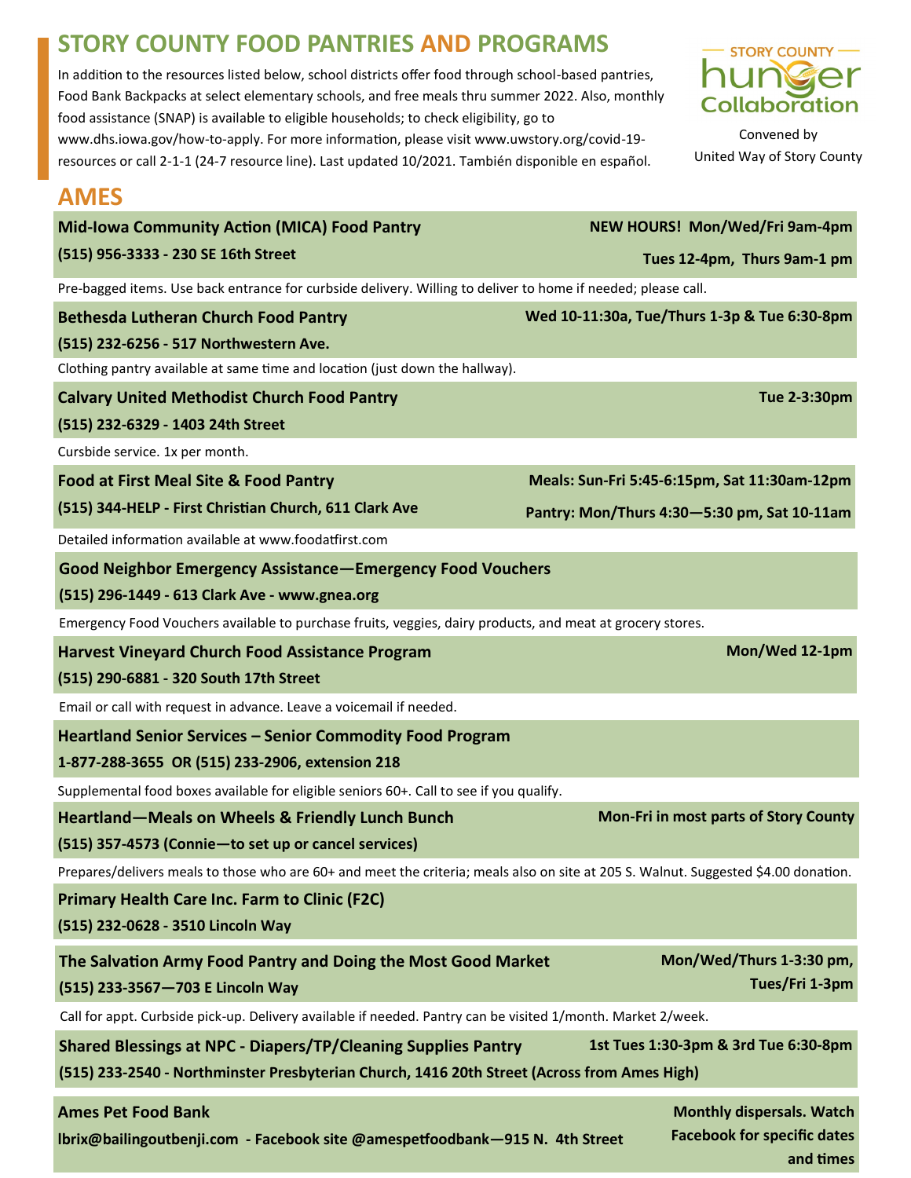# STORY COUNTY FOOD PANTRIES AND PROGRAMS

STORY COUNTY hunger Collaboration

Convened by United Way of Story County

In addition to the resources listed below, school districts offer food through school-based pantries, Food Bank Backpacks at select elementary schools, and free meals thru summer 2022. Also, monthly food assistance (SNAP) is available to eligible households; to check eligibility, go to www.dhs.iowa.gov/how-to-apply. For more information, please visit www.uwstory.org/covid-19-resources or call 2-1-1 (24-7 resource line). Last updated 10/2021. También disponible en español.

## AMES

**Mid-Iowa Community Action (MICA) Food Pantry** — **NEW HOURS! Mon/Wed/Fri 9am-4pm, Tues 12-4pm, Thurs 9am-1 pm**
**(515) 956-3333 - 230 SE 16th Street**

Pre-bagged items. Use back entrance for curbside delivery. Willing to deliver to home if needed; please call.

**Bethesda Lutheran Church Food Pantry** — **Wed 10-11:30a, Tue/Thurs 1-3p & Tue 6:30-8pm**
**(515) 232-6256 - 517 Northwestern Ave.**

Clothing pantry available at same time and location (just down the hallway).

**Calvary United Methodist Church Food Pantry** — **Tue 2-3:30pm**
**(515) 232-6329 - 1403 24th Street**

Cursbide service. 1x per month.

**Food at First Meal Site & Food Pantry** — **Meals: Sun-Fri 5:45-6:15pm, Sat 11:30am-12pm; Pantry: Mon/Thurs 4:30—5:30 pm, Sat 10-11am**
**(515) 344-HELP - First Christian Church, 611 Clark Ave**

Detailed information available at www.foodatfirst.com

**Good Neighbor Emergency Assistance—Emergency Food Vouchers**
**(515) 296-1449 - 613 Clark Ave - www.gnea.org**

Emergency Food Vouchers available to purchase fruits, veggies, dairy products, and meat at grocery stores.

**Harvest Vineyard Church Food Assistance Program** — **Mon/Wed 12-1pm**
**(515) 290-6881 - 320 South 17th Street**

Email or call with request in advance. Leave a voicemail if needed.

**Heartland Senior Services – Senior Commodity Food Program**
**1-877-288-3655 OR (515) 233-2906, extension 218**

Supplemental food boxes available for eligible seniors 60+. Call to see if you qualify.

**Heartland—Meals on Wheels & Friendly Lunch Bunch** — **Mon-Fri in most parts of Story County**
**(515) 357-4573 (Connie—to set up or cancel services)**

Prepares/delivers meals to those who are 60+ and meet the criteria; meals also on site at 205 S. Walnut. Suggested $4.00 donation.

**Primary Health Care Inc. Farm to Clinic (F2C)**
**(515) 232-0628 - 3510 Lincoln Way**

**The Salvation Army Food Pantry and Doing the Most Good Market** — **Mon/Wed/Thurs 1-3:30 pm, Tues/Fri 1-3pm**
**(515) 233-3567—703 E Lincoln Way**

Call for appt. Curbside pick-up. Delivery available if needed. Pantry can be visited 1/month. Market 2/week.

**Shared Blessings at NPC - Diapers/TP/Cleaning Supplies Pantry** — **1st Tues 1:30-3pm & 3rd Tue 6:30-8pm**
**(515) 233-2540 - Northminster Presbyterian Church, 1416 20th Street (Across from Ames High)**

**Ames Pet Food Bank** — **Monthly dispersals. Watch Facebook for specific dates and times**
**lbrix@bailingoutbenji.com - Facebook site @amespetfoodbank—915 N. 4th Street**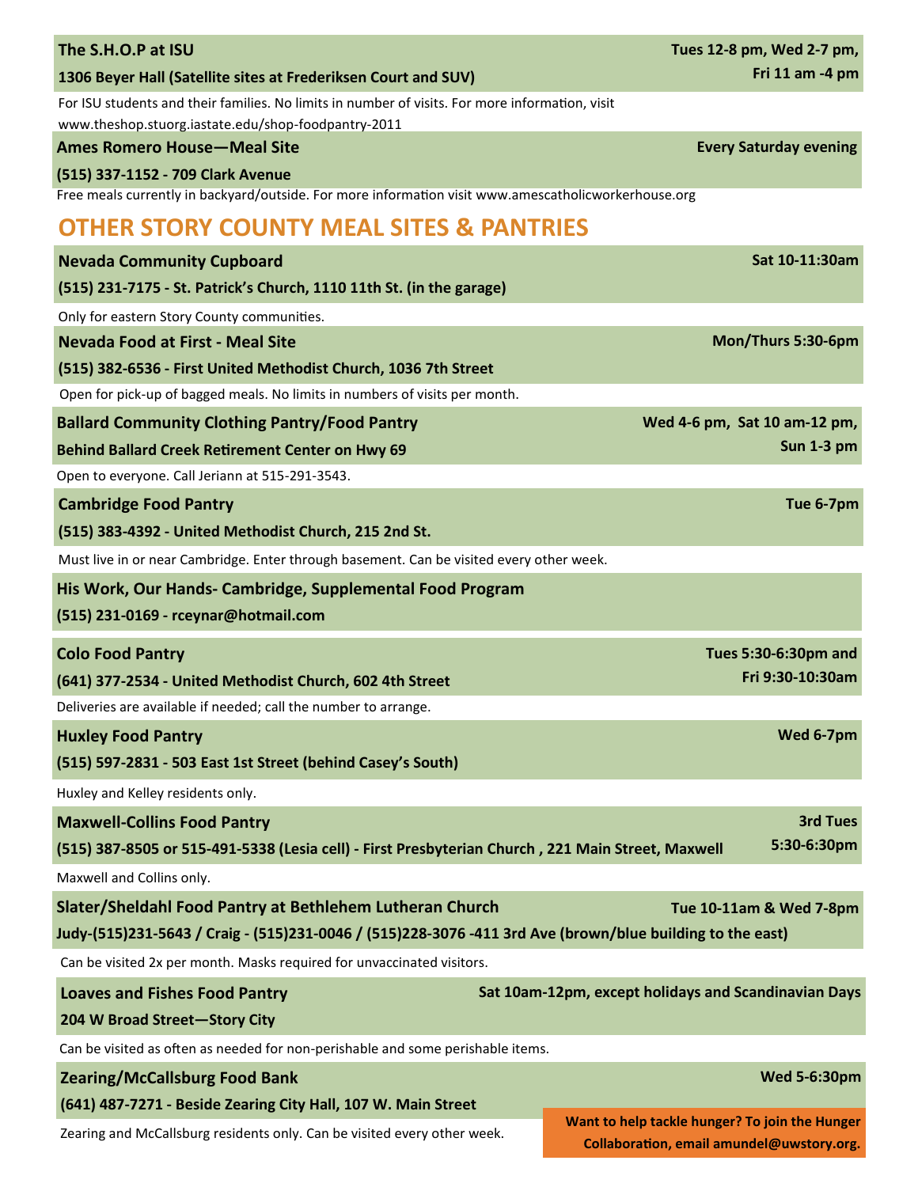**The S.H.O.P at ISU**

**1306 Beyer Hall (Satellite sites at Frederiksen Court and SUV)**

**Tues 12-8 pm, Wed 2-7 pm, Fri 11 am -4 pm**

For ISU students and their families. No limits in number of visits. For more information, visit www.theshop.stuorg.iastate.edu/shop-foodpantry-2011

**Ames Romero House—Meal Site**

**(515) 337-1152 - 709 Clark Avenue**

**Every Saturday evening**

Free meals currently in backyard/outside. For more information visit www.amescatholicworkerhouse.org

## OTHER STORY COUNTY MEAL SITES & PANTRIES

**Nevada Community Cupboard**

**(515) 231-7175 - St. Patrick's Church, 1110 11th St. (in the garage)**

**Sat 10-11:30am**

Only for eastern Story County communities.

**Nevada Food at First - Meal Site**

**(515) 382-6536 - First United Methodist Church, 1036 7th Street**

**Mon/Thurs 5:30-6pm**

Open for pick-up of bagged meals. No limits in numbers of visits per month.

**Ballard Community Clothing Pantry/Food Pantry**

**Behind Ballard Creek Retirement Center on Hwy 69**

**Wed 4-6 pm, Sat 10 am-12 pm, Sun 1-3 pm**

Open to everyone. Call Jeriann at 515-291-3543.

**Cambridge Food Pantry**

**(515) 383-4392 - United Methodist Church, 215 2nd St.**

**Tue 6-7pm**

Must live in or near Cambridge. Enter through basement. Can be visited every other week.

**His Work, Our Hands- Cambridge, Supplemental Food Program**

**(515) 231-0169 - rceynar@hotmail.com**

**Colo Food Pantry**

**(641) 377-2534 - United Methodist Church, 602 4th Street**

**Tues 5:30-6:30pm and Fri 9:30-10:30am**

Deliveries are available if needed; call the number to arrange.

**Huxley Food Pantry**

**(515) 597-2831 - 503 East 1st Street (behind Casey's South)**

**Wed 6-7pm**

Huxley and Kelley residents only.

**Maxwell-Collins Food Pantry**

**(515) 387-8505 or 515-491-5338 (Lesia cell) - First Presbyterian Church , 221 Main Street, Maxwell**

**3rd Tues 5:30-6:30pm**

Maxwell and Collins only.

**Slater/Sheldahl Food Pantry at Bethlehem Lutheran Church**

**Judy-(515)231-5643 / Craig - (515)231-0046 / (515)228-3076 -411 3rd Ave (brown/blue building to the east)**

**Tue 10-11am & Wed 7-8pm**

Can be visited 2x per month. Masks required for unvaccinated visitors.

**Loaves and Fishes Food Pantry**

**204 W Broad Street—Story City**

**Sat 10am-12pm, except holidays and Scandinavian Days**

Can be visited as often as needed for non-perishable and some perishable items.

**Zearing/McCallsburg Food Bank**

**(641) 487-7271 - Beside Zearing City Hall, 107 W. Main Street**

**Wed 5-6:30pm**

Zearing and McCallsburg residents only. Can be visited every other week.

**Want to help tackle hunger? To join the Hunger Collaboration, email amundel@uwstory.org.**